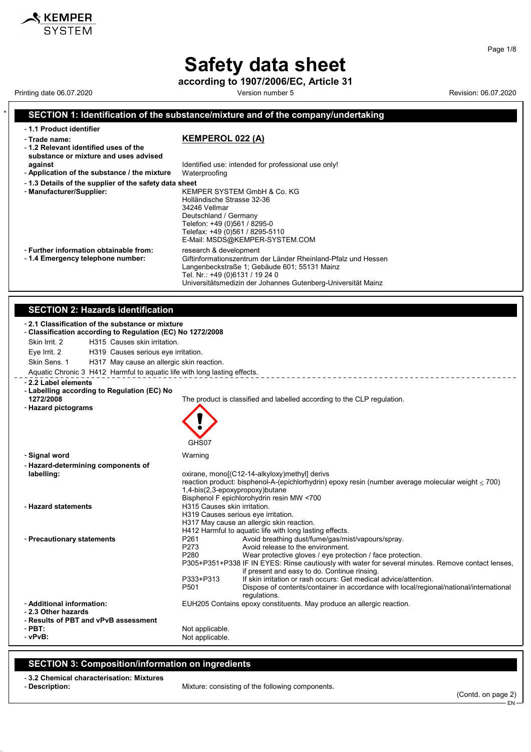# Safety data sheet

**according to 1907/2006/EC, Article 31**

Printing date 06.07.2020 Version number 5 Revision: 06.07.2020

## SECTION 1: Identification of the substance/mixture and of the company/undertaking

- **1.1 Product identifier**
- **Trade name:** **KEMPEROL 022 (A)**
- **1.2 Relevant identified uses of the substance or mixture and uses advised against** Identified use: intended for professional use only!
- **Application of the substance / the mixture** Waterproofing
- **1.3 Details of the supplier of the safety data sheet**
- **Manufacturer/Supplier:**
  KEMPER SYSTEM GmbH & Co. KG
  Holländische Strasse 32-36
  34246 Vellmar
  Deutschland / Germany
  Telefon: +49 (0)561 / 8295-0
  Telefax: +49 (0)561 / 8295-5110
  E-Mail: MSDS@KEMPER-SYSTEM.COM
- **Further information obtainable from:** research & development
- **1.4 Emergency telephone number:**
  Giftinformationszentrum der Länder Rheinland-Pfalz und Hessen
  Langenbeckstraße 1; Gebäude 601; 55131 Mainz
  Tel. Nr.: +49 (0)6131 / 19 24 0
  Universitätsmedizin der Johannes Gutenberg-Universität Mainz

## SECTION 2: Hazards identification

- **2.1 Classification of the substance or mixture**
- **Classification according to Regulation (EC) No 1272/2008**

Skin Irrit. 2 H315 Causes skin irritation.

Eye Irrit. 2 H319 Causes serious eye irritation.

Skin Sens. 1 H317 May cause an allergic skin reaction.

Aquatic Chronic 3 H412 Harmful to aquatic life with long lasting effects.

- **2.2 Label elements**
- **Labelling according to Regulation (EC) No 1272/2008** The product is classified and labelled according to the CLP regulation.
- **Hazard pictograms**

  GHS07
- **Signal word** Warning
- **Hazard-determining components of labelling:**
  oxirane, mono[(C12-14-alkyloxy)methyl] derivs
  reaction product: bisphenol-A-(epichlorhydrin) epoxy resin (number average molecular weight ≤ 700)
  1,4-bis(2,3-epoxypropoxy)butane
  Bisphenol F epichlorohydrin resin MW <700
- **Hazard statements**
  H315 Causes skin irritation.
  H319 Causes serious eye irritation.
  H317 May cause an allergic skin reaction.
  H412 Harmful to aquatic life with long lasting effects.
- **Precautionary statements**
  P261 Avoid breathing dust/fume/gas/mist/vapours/spray.
  P273 Avoid release to the environment.
  P280 Wear protective gloves / eye protection / face protection.
  P305+P351+P338 IF IN EYES: Rinse cautiously with water for several minutes. Remove contact lenses, if present and easy to do. Continue rinsing.
  P333+P313 If skin irritation or rash occurs: Get medical advice/attention.
  P501 Dispose of contents/container in accordance with local/regional/national/international regulations.
- **Additional information:** EUH205 Contains epoxy constituents. May produce an allergic reaction.
- **2.3 Other hazards**
- **Results of PBT and vPvB assessment**
- **PBT:** Not applicable.
- **vPvB:** Not applicable.

## SECTION 3: Composition/information on ingredients

- **3.2 Chemical characterisation: Mixtures**
- **Description:** Mixture: consisting of the following components.

(Contd. on page 2)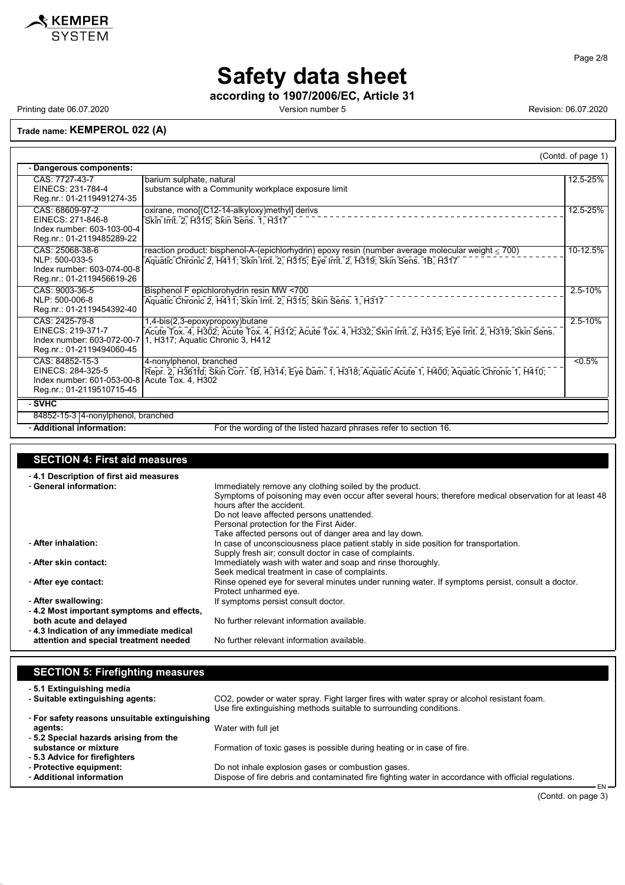**Trade name: KEMPEROL 022 (A)**

(Contd. of page 1)

- **Dangerous components:**

| Identifiers | Name / Classification | Concentration |
|---|---|---|
| CAS: 7727-43-7<br>EINECS: 231-784-4<br>Reg.nr.: 01-2119491274-35 | barium sulphate, natural<br>substance with a Community workplace exposure limit | 12.5-25% |
| CAS: 68609-97-2<br>EINECS: 271-846-8<br>Index number: 603-103-00-4<br>Reg.nr.: 01-2119485289-22 | oxirane, mono[(C12-14-alkyloxy)methyl] derivs<br>Skin Irrit. 2, H315; Skin Sens. 1, H317 | 12.5-25% |
| CAS: 25068-38-6<br>NLP: 500-033-5<br>Index number: 603-074-00-8<br>Reg.nr.: 01-2119456619-26 | reaction product: bisphenol-A-(epichlorhydrin) epoxy resin (number average molecular weight ≤ 700)<br>Aquatic Chronic 2, H411; Skin Irrit. 2, H315; Eye Irrit. 2, H319; Skin Sens. 1B, H317 | 10-12.5% |
| CAS: 9003-36-5<br>NLP: 500-006-8<br>Reg.nr.: 01-2119454392-40 | Bisphenol F epichlorohydrin resin MW <700<br>Aquatic Chronic 2, H411; Skin Irrit. 2, H315; Skin Sens. 1, H317 | 2.5-10% |
| CAS: 2425-79-8<br>EINECS: 219-371-7<br>Index number: 603-072-00-7<br>Reg.nr.: 01-2119494060-45 | 1,4-bis(2,3-epoxypropoxy)butane<br>Acute Tox. 4, H302; Acute Tox. 4, H312; Acute Tox. 4, H332; Skin Irrit. 2, H315; Eye Irrit. 2, H319; Skin Sens. 1, H317; Aquatic Chronic 3, H412 | 2.5-10% |
| CAS: 84852-15-3<br>EINECS: 284-325-5<br>Index number: 601-053-00-8<br>Reg.nr.: 01-2119510715-45 | 4-nonylphenol, branched<br>Repr. 2, H361fd; Skin Corr. 1B, H314; Eye Dam. 1, H318; Aquatic Acute 1, H400; Aquatic Chronic 1, H410; Acute Tox. 4, H302 | <0.5% |

- **SVHC**

| | |
|---|---|
| 84852-15-3 | 4-nonylphenol, branched |

- **Additional information:** For the wording of the listed hazard phrases refer to section 16.

## SECTION 4: First aid measures

- **4.1 Description of first aid measures**
- **General information:** Immediately remove any clothing soiled by the product.
  Symptoms of poisoning may even occur after several hours; therefore medical observation for at least 48 hours after the accident.
  Do not leave affected persons unattended.
  Personal protection for the First Aider.
  Take affected persons out of danger area and lay down.
- **After inhalation:** In case of unconsciousness place patient stably in side position for transportation.
  Supply fresh air; consult doctor in case of complaints.
- **After skin contact:** Immediately wash with water and soap and rinse thoroughly.
  Seek medical treatment in case of complaints.
- **After eye contact:** Rinse opened eye for several minutes under running water. If symptoms persist, consult a doctor.
  Protect unharmed eye.
- **After swallowing:** If symptoms persist consult doctor.
- **4.2 Most important symptoms and effects, both acute and delayed** No further relevant information available.
- **4.3 Indication of any immediate medical attention and special treatment needed** No further relevant information available.

## SECTION 5: Firefighting measures

- **5.1 Extinguishing media**
- **Suitable extinguishing agents:** CO2, powder or water spray. Fight larger fires with water spray or alcohol resistant foam.
  Use fire extinguishing methods suitable to surrounding conditions.
- **For safety reasons unsuitable extinguishing agents:** Water with full jet
- **5.2 Special hazards arising from the substance or mixture** Formation of toxic gases is possible during heating or in case of fire.
- **5.3 Advice for firefighters**
- **Protective equipment:** Do not inhale explosion gases or combustion gases.
- **Additional information** Dispose of fire debris and contaminated fire fighting water in accordance with official regulations.

(Contd. on page 3)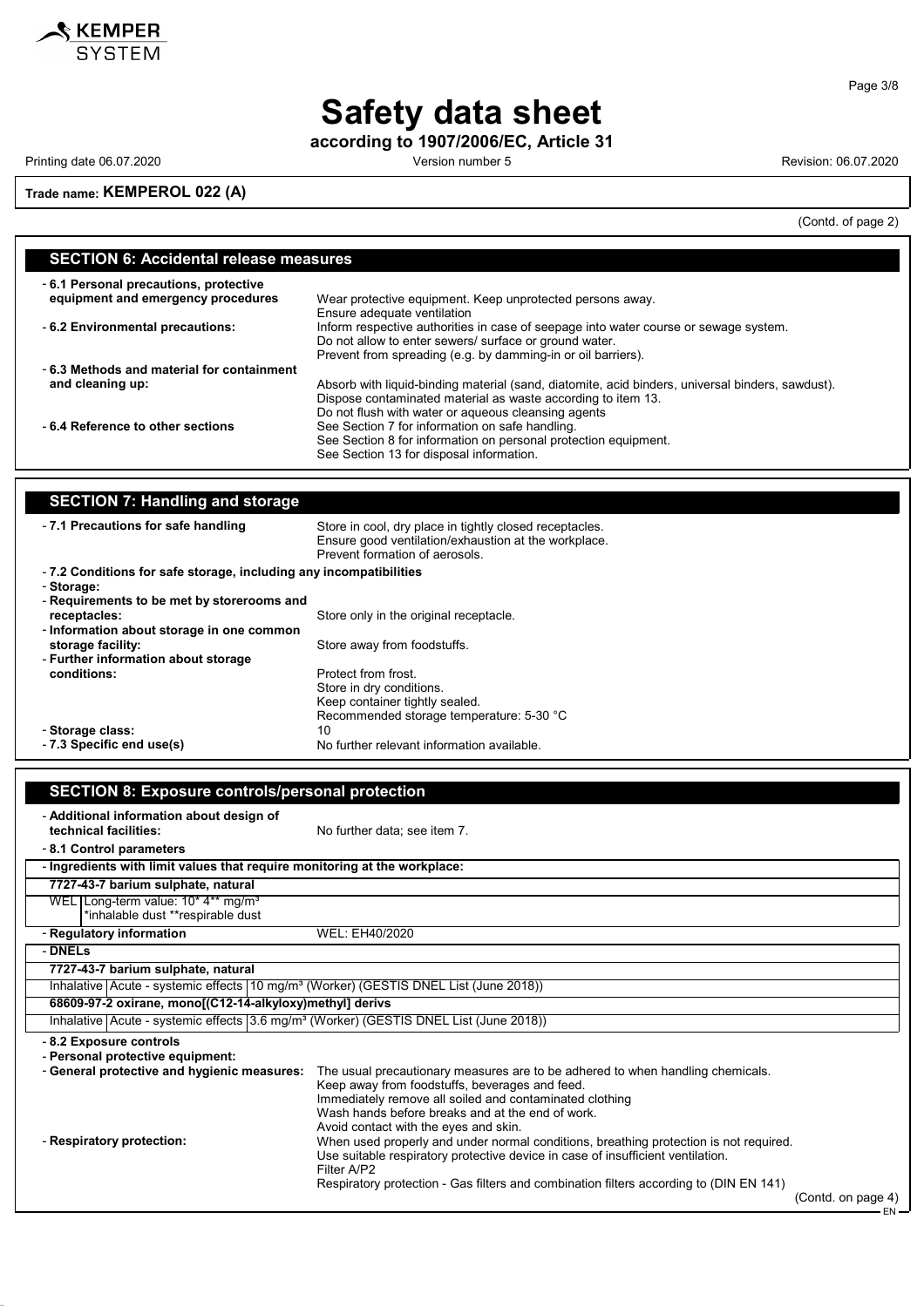# Safety data sheet

**according to 1907/2006/EC, Article 31**

Printing date 06.07.2020 Version number 5 Revision: 06.07.2020

**Trade name: KEMPEROL 022 (A)**

(Contd. of page 2)

## SECTION 6: Accidental release measures

- **6.1 Personal precautions, protective equipment and emergency procedures** Wear protective equipment. Keep unprotected persons away. Ensure adequate ventilation
- **6.2 Environmental precautions:** Inform respective authorities in case of seepage into water course or sewage system. Do not allow to enter sewers/ surface or ground water. Prevent from spreading (e.g. by damming-in or oil barriers).
- **6.3 Methods and material for containment and cleaning up:** Absorb with liquid-binding material (sand, diatomite, acid binders, universal binders, sawdust). Dispose contaminated material as waste according to item 13. Do not flush with water or aqueous cleansing agents
- **6.4 Reference to other sections** See Section 7 for information on safe handling. See Section 8 for information on personal protection equipment. See Section 13 for disposal information.

## SECTION 7: Handling and storage

- **7.1 Precautions for safe handling** Store in cool, dry place in tightly closed receptacles. Ensure good ventilation/exhaustion at the workplace. Prevent formation of aerosols.
- **7.2 Conditions for safe storage, including any incompatibilities**
- **Storage:**
- **Requirements to be met by storerooms and receptacles:** Store only in the original receptacle.
- **Information about storage in one common storage facility:** Store away from foodstuffs.
- **Further information about storage conditions:** Protect from frost. Store in dry conditions. Keep container tightly sealed. Recommended storage temperature: 5-30 °C
- **Storage class:** 10
- **7.3 Specific end use(s)** No further relevant information available.

## SECTION 8: Exposure controls/personal protection

- **Additional information about design of technical facilities:** No further data; see item 7.
- **8.1 Control parameters**

| - Ingredients with limit values that require monitoring at the workplace: | |
|---|---|
| **7727-43-7 barium sulphate, natural** | |
| WEL | Long-term value: 10* 4** mg/m³<br>*inhalable dust **respirable dust |

- **Regulatory information** WEL: EH40/2020

| - DNELs | | |
|---|---|---|
| **7727-43-7 barium sulphate, natural** | | |
| Inhalative | Acute - systemic effects | 10 mg/m³ (Worker) (GESTIS DNEL List (June 2018)) |
| **68609-97-2 oxirane, mono[(C12-14-alkyloxy)methyl] derivs** | | |
| Inhalative | Acute - systemic effects | 3.6 mg/m³ (Worker) (GESTIS DNEL List (June 2018)) |

- **8.2 Exposure controls**
- **Personal protective equipment:**
- **General protective and hygienic measures:** The usual precautionary measures are to be adhered to when handling chemicals. Keep away from foodstuffs, beverages and feed. Immediately remove all soiled and contaminated clothing Wash hands before breaks and at the end of work. Avoid contact with the eyes and skin.
- **Respiratory protection:** When used properly and under normal conditions, breathing protection is not required. Use suitable respiratory protective device in case of insufficient ventilation. Filter A/P2 Respiratory protection - Gas filters and combination filters according to (DIN EN 141)

(Contd. on page 4)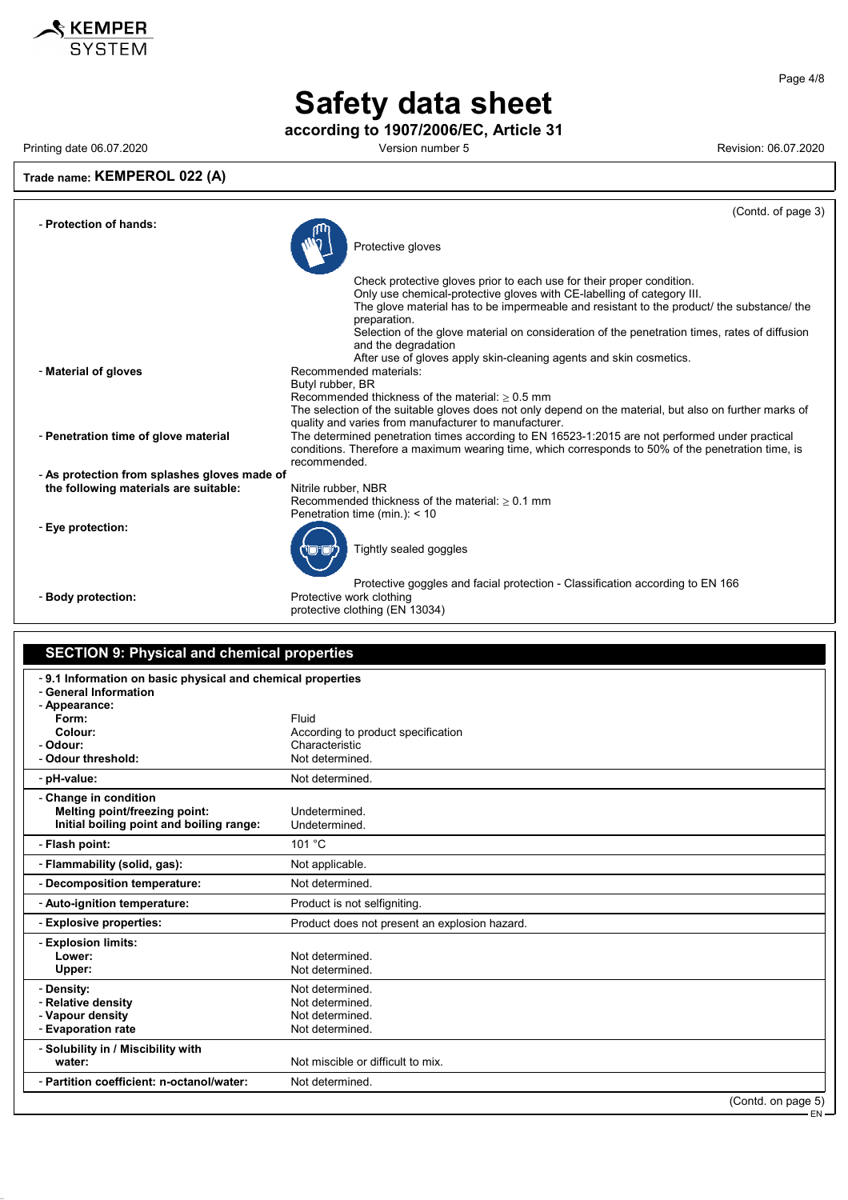# Safety data sheet

**according to 1907/2006/EC, Article 31**

Printing date 06.07.2020 | Version number 5 | Revision: 06.07.2020

**Trade name: KEMPEROL 022 (A)**

(Contd. of page 3)

- **Protection of hands:**

  Protective gloves

  Check protective gloves prior to each use for their proper condition.
  Only use chemical-protective gloves with CE-labelling of category III.
  The glove material has to be impermeable and resistant to the product/ the substance/ the preparation.
  Selection of the glove material on consideration of the penetration times, rates of diffusion and the degradation
  After use of gloves apply skin-cleaning agents and skin cosmetics.

- **Material of gloves**

  Recommended materials:
  Butyl rubber, BR
  Recommended thickness of the material: ≥ 0.5 mm
  The selection of the suitable gloves does not only depend on the material, but also on further marks of quality and varies from manufacturer to manufacturer.

- **Penetration time of glove material**

  The determined penetration times according to EN 16523-1:2015 are not performed under practical conditions. Therefore a maximum wearing time, which corresponds to 50% of the penetration time, is recommended.

- **As protection from splashes gloves made of the following materials are suitable:**

  Nitrile rubber, NBR
  Recommended thickness of the material: ≥ 0.1 mm
  Penetration time (min.): < 10

- **Eye protection:**

  Tightly sealed goggles

  Protective goggles and facial protection - Classification according to EN 166

- **Body protection:**

  Protective work clothing
  protective clothing (EN 13034)

## SECTION 9: Physical and chemical properties

- **9.1 Information on basic physical and chemical properties**
- **General Information**

| Property | Value |
|---|---|
| **Appearance:** | |
| **Form:** | Fluid |
| **Colour:** | According to product specification |
| **Odour:** | Characteristic |
| **Odour threshold:** | Not determined. |
| **pH-value:** | Not determined. |
| **Change in condition** | |
| **Melting point/freezing point:** | Undetermined. |
| **Initial boiling point and boiling range:** | Undetermined. |
| **Flash point:** | 101 °C |
| **Flammability (solid, gas):** | Not applicable. |
| **Decomposition temperature:** | Not determined. |
| **Auto-ignition temperature:** | Product is not selfigniting. |
| **Explosive properties:** | Product does not present an explosion hazard. |
| **Explosion limits:** | |
| **Lower:** | Not determined. |
| **Upper:** | Not determined. |
| **Density:** | Not determined. |
| **Relative density** | Not determined. |
| **Vapour density** | Not determined. |
| **Evaporation rate** | Not determined. |
| **Solubility in / Miscibility with water:** | Not miscible or difficult to mix. |
| **Partition coefficient: n-octanol/water:** | Not determined. |

(Contd. on page 5)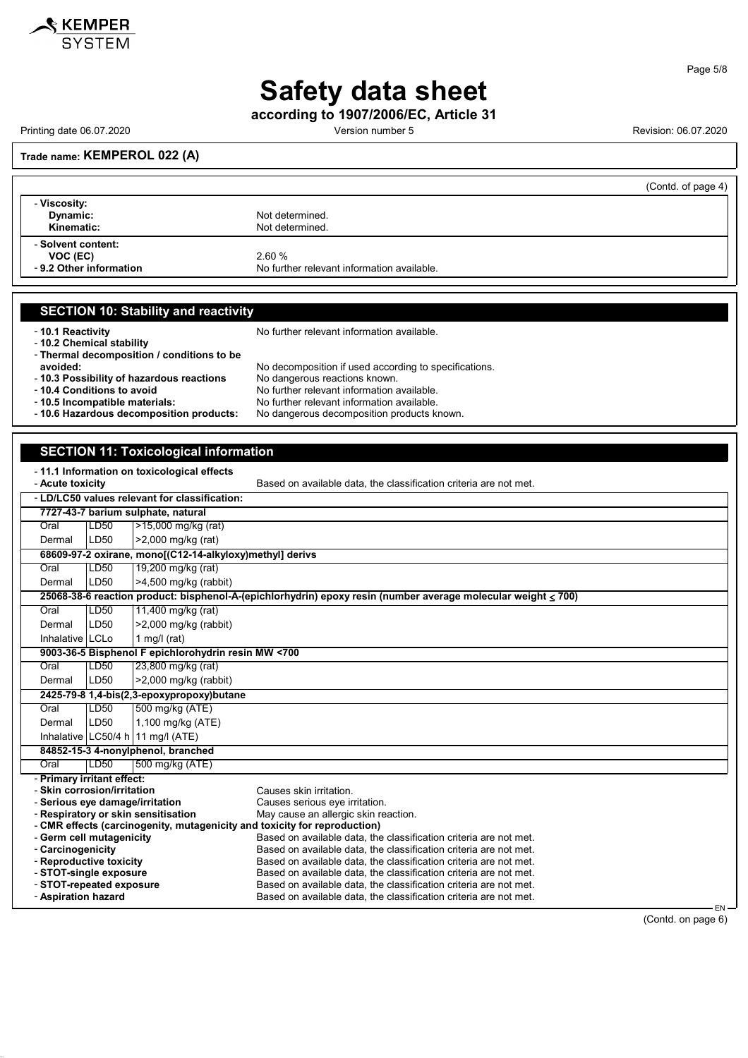# Safety data sheet

**according to 1907/2006/EC, Article 31**

Printing date 06.07.2020 Version number 5 Revision: 06.07.2020

**Trade name: KEMPEROL 022 (A)**

(Contd. of page 4)

- **Viscosity:**
  - **Dynamic:** Not determined.
  - **Kinematic:** Not determined.
- **Solvent content:**
  - **VOC (EC)** 2.60 %
- **9.2 Other information** No further relevant information available.

## SECTION 10: Stability and reactivity

- **10.1 Reactivity** No further relevant information available.
- **10.2 Chemical stability**
- **Thermal decomposition / conditions to be avoided:** No decomposition if used according to specifications.
- **10.3 Possibility of hazardous reactions** No dangerous reactions known.
- **10.4 Conditions to avoid** No further relevant information available.
- **10.5 Incompatible materials:** No further relevant information available.
- **10.6 Hazardous decomposition products:** No dangerous decomposition products known.

## SECTION 11: Toxicological information

- **11.1 Information on toxicological effects**
- **Acute toxicity** Based on available data, the classification criteria are not met.
- **LD/LC50 values relevant for classification:**

| | | |
|---|---|---|
| **7727-43-7 barium sulphate, natural** | | |
| Oral | LD50 | >15,000 mg/kg (rat) |
| Dermal | LD50 | >2,000 mg/kg (rat) |
| **68609-97-2 oxirane, mono[(C12-14-alkyloxy)methyl] derivs** | | |
| Oral | LD50 | 19,200 mg/kg (rat) |
| Dermal | LD50 | >4,500 mg/kg (rabbit) |
| **25068-38-6 reaction product: bisphenol-A-(epichlorhydrin) epoxy resin (number average molecular weight ≤ 700)** | | |
| Oral | LD50 | 11,400 mg/kg (rat) |
| Dermal | LD50 | >2,000 mg/kg (rabbit) |
| Inhalative | LCLo | 1 mg/l (rat) |
| **9003-36-5 Bisphenol F epichlorohydrin resin MW <700** | | |
| Oral | LD50 | 23,800 mg/kg (rat) |
| Dermal | LD50 | >2,000 mg/kg (rabbit) |
| **2425-79-8 1,4-bis(2,3-epoxypropoxy)butane** | | |
| Oral | LD50 | 500 mg/kg (ATE) |
| Dermal | LD50 | 1,100 mg/kg (ATE) |
| Inhalative | LC50/4 h | 11 mg/l (ATE) |
| **84852-15-3 4-nonylphenol, branched** | | |
| Oral | LD50 | 500 mg/kg (ATE) |

- **Primary irritant effect:**
- **Skin corrosion/irritation** Causes skin irritation.
- **Serious eye damage/irritation** Causes serious eye irritation.
- **Respiratory or skin sensitisation** May cause an allergic skin reaction.
- **CMR effects (carcinogenity, mutagenicity and toxicity for reproduction)**
- **Germ cell mutagenicity** Based on available data, the classification criteria are not met.
- **Carcinogenicity** Based on available data, the classification criteria are not met.
- **Reproductive toxicity** Based on available data, the classification criteria are not met.
- **STOT-single exposure** Based on available data, the classification criteria are not met.
- **STOT-repeated exposure** Based on available data, the classification criteria are not met.
- **Aspiration hazard** Based on available data, the classification criteria are not met.

(Contd. on page 6)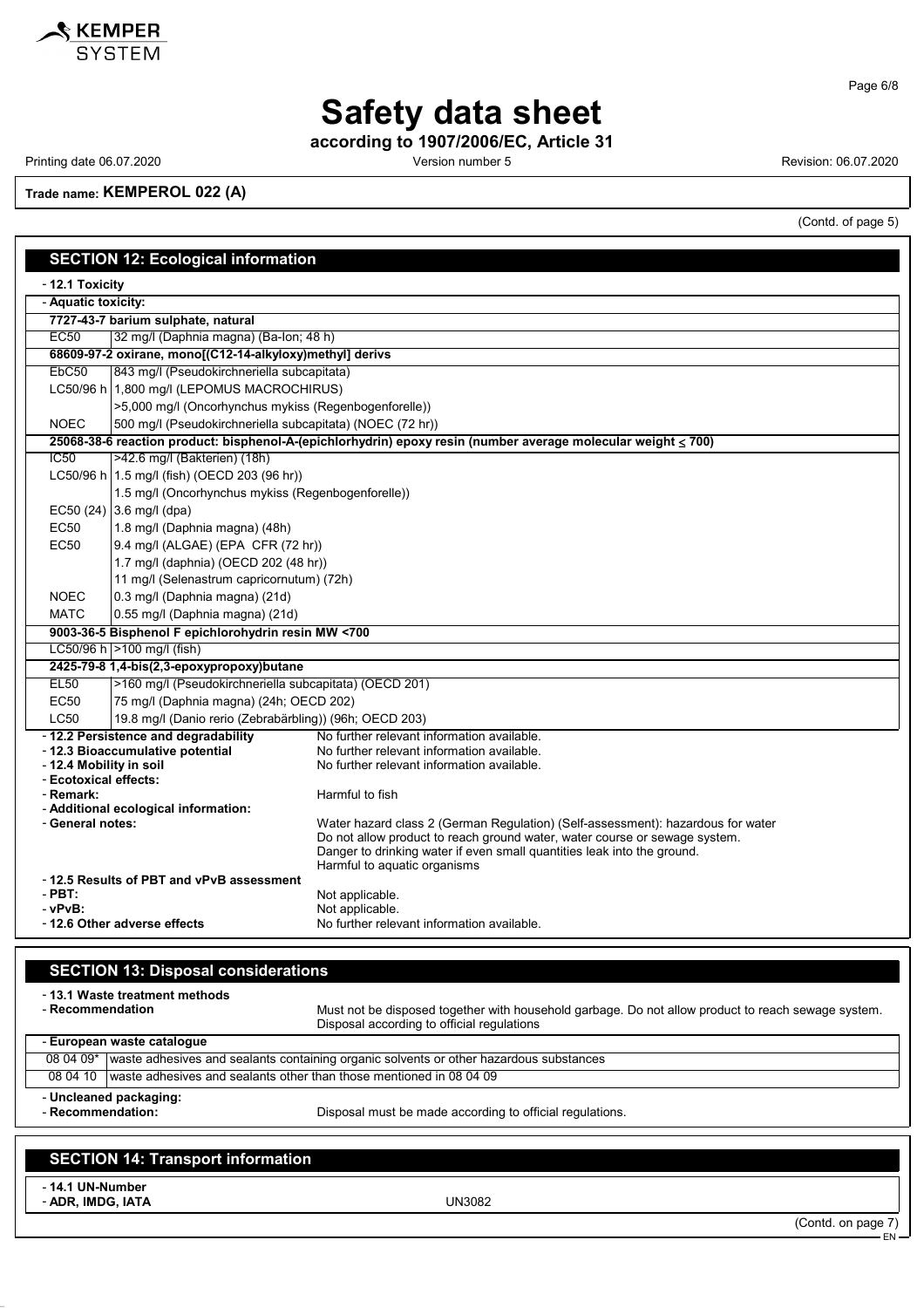**Trade name: KEMPEROL 022 (A)**

(Contd. of page 5)

## SECTION 12: Ecological information

- **12.1 Toxicity**
- **Aquatic toxicity:**

| | |
|---|---|
| **7727-43-7 barium sulphate, natural** | |
| EC50 | 32 mg/l (Daphnia magna) (Ba-Ion; 48 h) |
| **68609-97-2 oxirane, mono[(C12-14-alkyloxy)methyl] derivs** | |
| EbC50 | 843 mg/l (Pseudokirchneriella subcapitata) |
| LC50/96 h | 1,800 mg/l (LEPOMUS MACROCHIRUS) |
| | >5,000 mg/l (Oncorhynchus mykiss (Regenbogenforelle)) |
| NOEC | 500 mg/l (Pseudokirchneriella subcapitata) (NOEC (72 hr)) |
| **25068-38-6 reaction product: bisphenol-A-(epichlorhydrin) epoxy resin (number average molecular weight ≤ 700)** | |
| IC50 | >42.6 mg/l (Bakterien) (18h) |
| LC50/96 h | 1.5 mg/l (fish) (OECD 203 (96 hr)) |
| | 1.5 mg/l (Oncorhynchus mykiss (Regenbogenforelle)) |
| EC50 (24) | 3.6 mg/l (dpa) |
| EC50 | 1.8 mg/l (Daphnia magna) (48h) |
| EC50 | 9.4 mg/l (ALGAE) (EPA CFR (72 hr)) |
| | 1.7 mg/l (daphnia) (OECD 202 (48 hr)) |
| | 11 mg/l (Selenastrum capricornutum) (72h) |
| NOEC | 0.3 mg/l (Daphnia magna) (21d) |
| MATC | 0.55 mg/l (Daphnia magna) (21d) |
| **9003-36-5 Bisphenol F epichlorohydrin resin MW <700** | |
| LC50/96 h | >100 mg/l (fish) |
| **2425-79-8 1,4-bis(2,3-epoxypropoxy)butane** | |
| EL50 | >160 mg/l (Pseudokirchneriella subcapitata) (OECD 201) |
| EC50 | 75 mg/l (Daphnia magna) (24h; OECD 202) |
| LC50 | 19.8 mg/l (Danio rerio (Zebrabärbling)) (96h; OECD 203) |

- **12.2 Persistence and degradability** No further relevant information available.
- **12.3 Bioaccumulative potential** No further relevant information available.
- **12.4 Mobility in soil** No further relevant information available.
- **Ecotoxical effects:**
- **Remark:** Harmful to fish
- **Additional ecological information:**
- **General notes:** Water hazard class 2 (German Regulation) (Self-assessment): hazardous for water
  Do not allow product to reach ground water, water course or sewage system.
  Danger to drinking water if even small quantities leak into the ground.
  Harmful to aquatic organisms
- **12.5 Results of PBT and vPvB assessment**
- **PBT:** Not applicable.
- **vPvB:** Not applicable.
- **12.6 Other adverse effects** No further relevant information available.

## SECTION 13: Disposal considerations

- **13.1 Waste treatment methods**
- **Recommendation** Must not be disposed together with household garbage. Do not allow product to reach sewage system. Disposal according to official regulations

| - European waste catalogue | |
|---|---|
| 08 04 09* | waste adhesives and sealants containing organic solvents or other hazardous substances |
| 08 04 10 | waste adhesives and sealants other than those mentioned in 08 04 09 |

- **Uncleaned packaging:**
- **Recommendation:** Disposal must be made according to official regulations.

## SECTION 14: Transport information

- **14.1 UN-Number**
- **ADR, IMDG, IATA** UN3082

(Contd. on page 7)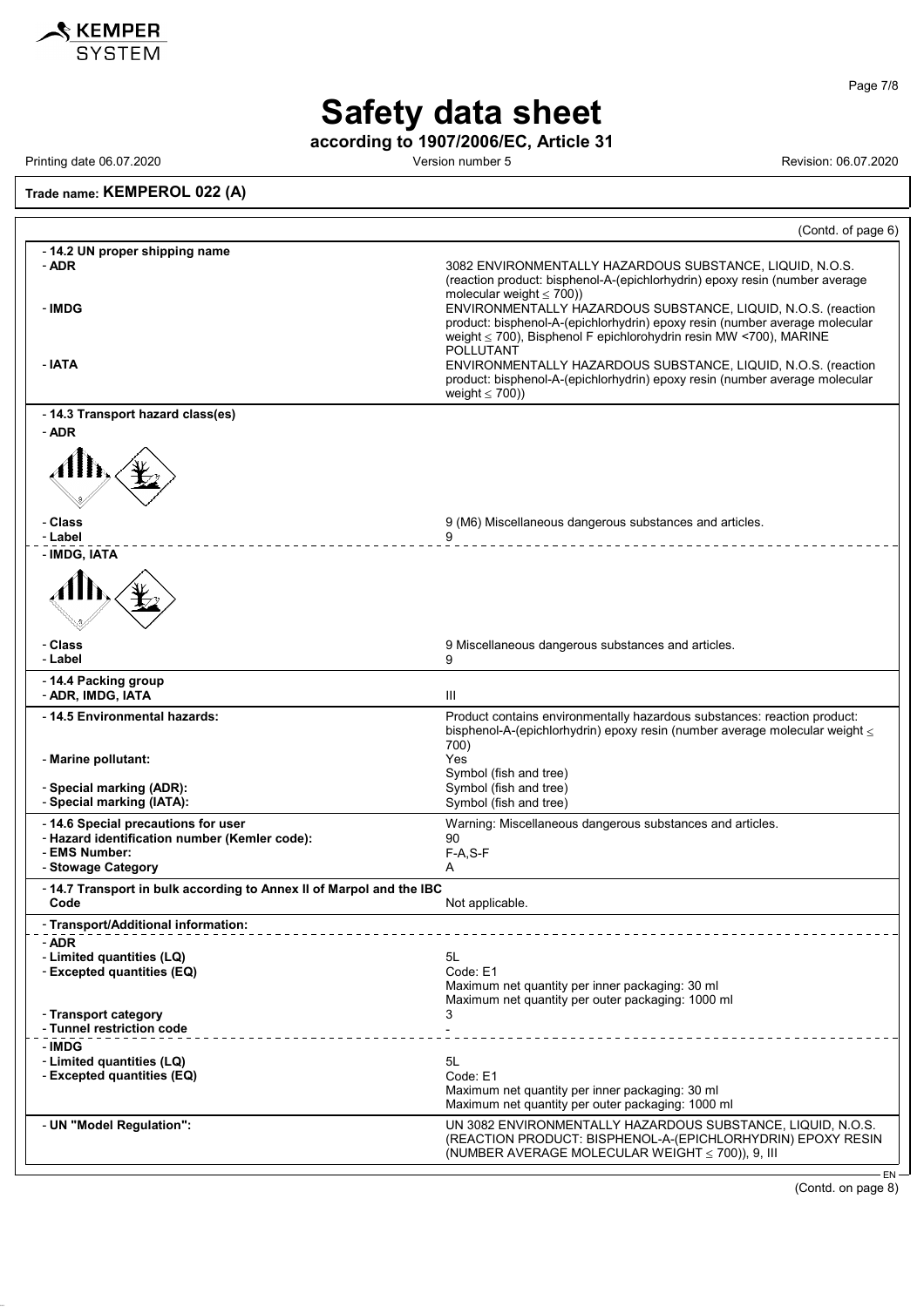# Safety data sheet

**according to 1907/2006/EC, Article 31**

Printing date 06.07.2020 Version number 5 Revision: 06.07.2020

**Trade name: KEMPEROL 022 (A)**

(Contd. of page 6)

- **14.2 UN proper shipping name**
- **ADR**: 3082 ENVIRONMENTALLY HAZARDOUS SUBSTANCE, LIQUID, N.O.S. (reaction product: bisphenol-A-(epichlorhydrin) epoxy resin (number average molecular weight ≤ 700))
- **IMDG**: ENVIRONMENTALLY HAZARDOUS SUBSTANCE, LIQUID, N.O.S. (reaction product: bisphenol-A-(epichlorhydrin) epoxy resin (number average molecular weight ≤ 700), Bisphenol F epichlorohydrin resin MW <700), MARINE POLLUTANT
- **IATA**: ENVIRONMENTALLY HAZARDOUS SUBSTANCE, LIQUID, N.O.S. (reaction product: bisphenol-A-(epichlorhydrin) epoxy resin (number average molecular weight ≤ 700))

- **14.3 Transport hazard class(es)**
- **ADR**
- **Class**: 9 (M6) Miscellaneous dangerous substances and articles.
- **Label**: 9
- **IMDG, IATA**
- **Class**: 9 Miscellaneous dangerous substances and articles.
- **Label**: 9

- **14.4 Packing group**
- **ADR, IMDG, IATA**: III

- **14.5 Environmental hazards**: Product contains environmentally hazardous substances: reaction product: bisphenol-A-(epichlorhydrin) epoxy resin (number average molecular weight ≤ 700)
- **Marine pollutant**: Yes
  Symbol (fish and tree)
- **Special marking (ADR)**: Symbol (fish and tree)
- **Special marking (IATA)**: Symbol (fish and tree)

- **14.6 Special precautions for user**: Warning: Miscellaneous dangerous substances and articles.
- **Hazard identification number (Kemler code)**: 90
- **EMS Number**: F-A,S-F
- **Stowage Category**: A

- **14.7 Transport in bulk according to Annex II of Marpol and the IBC Code**: Not applicable.

- **Transport/Additional information:**
- **ADR**
- **Limited quantities (LQ)**: 5L
- **Excepted quantities (EQ)**: Code: E1
  Maximum net quantity per inner packaging: 30 ml
  Maximum net quantity per outer packaging: 1000 ml
- **Transport category**: 3
- **Tunnel restriction code**: -
- **IMDG**
- **Limited quantities (LQ)**: 5L
- **Excepted quantities (EQ)**: Code: E1
  Maximum net quantity per inner packaging: 30 ml
  Maximum net quantity per outer packaging: 1000 ml

- **UN "Model Regulation"**: UN 3082 ENVIRONMENTALLY HAZARDOUS SUBSTANCE, LIQUID, N.O.S. (REACTION PRODUCT: BISPHENOL-A-(EPICHLORHYDRIN) EPOXY RESIN (NUMBER AVERAGE MOLECULAR WEIGHT ≤ 700)), 9, III

(Contd. on page 8)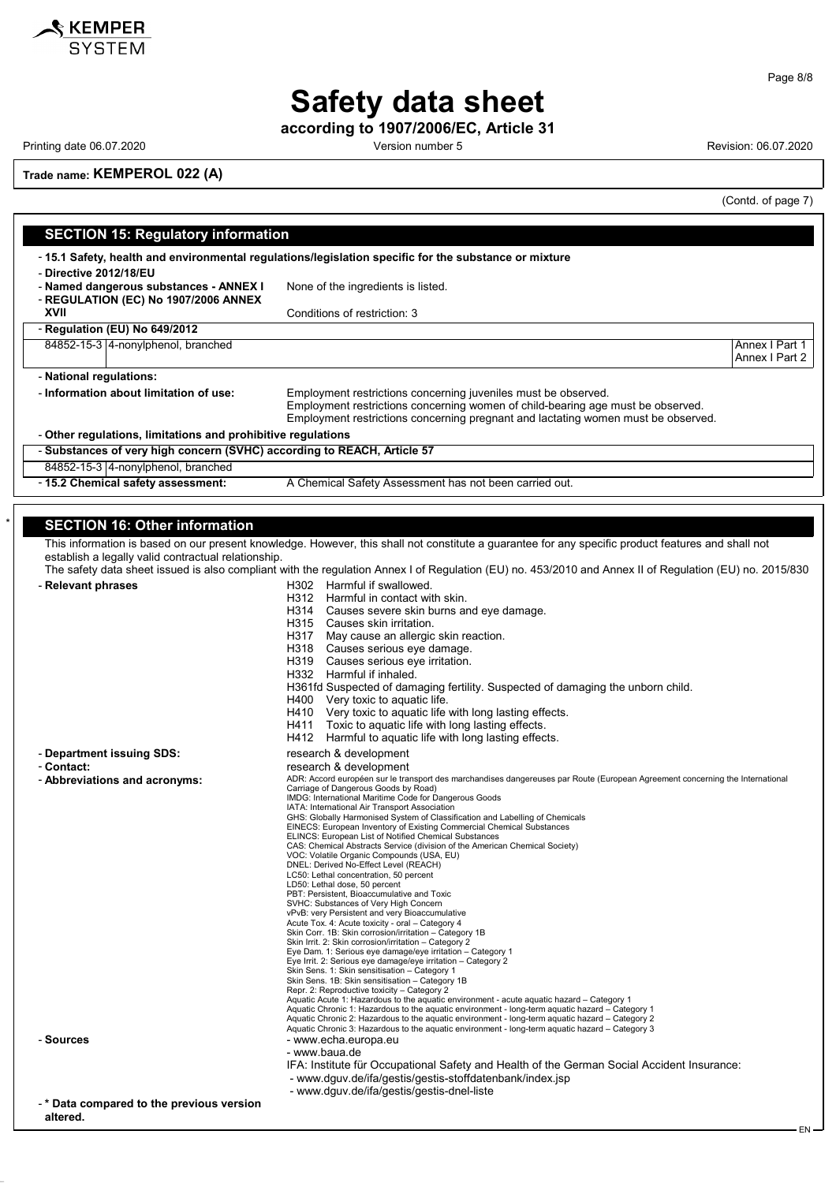**Safety data sheet**

**according to 1907/2006/EC, Article 31**

Printing date 06.07.2020 Version number 5 Revision: 06.07.2020

**Trade name: KEMPEROL 022 (A)**

(Contd. of page 7)

## SECTION 15: Regulatory information

- **15.1 Safety, health and environmental regulations/legislation specific for the substance or mixture**
- **Directive 2012/18/EU**
- **Named dangerous substances - ANNEX I** None of the ingredients is listed.
- **REGULATION (EC) No 1907/2006 ANNEX XVII** Conditions of restriction: 3
- **Regulation (EU) No 649/2012**

| | | |
|---|---|---|
| 84852-15-3 | 4-nonylphenol, branched | Annex I Part 1<br>Annex I Part 2 |

- **National regulations:**
- **Information about limitation of use:** Employment restrictions concerning juveniles must be observed.
  Employment restrictions concerning women of child-bearing age must be observed.
  Employment restrictions concerning pregnant and lactating women must be observed.
- **Other regulations, limitations and prohibitive regulations**
- **Substances of very high concern (SVHC) according to REACH, Article 57**

| | |
|---|---|
| 84852-15-3 | 4-nonylphenol, branched |

- **15.2 Chemical safety assessment:** A Chemical Safety Assessment has not been carried out.

## SECTION 16: Other information

This information is based on our present knowledge. However, this shall not constitute a guarantee for any specific product features and shall not establish a legally valid contractual relationship.

The safety data sheet issued is also compliant with the regulation Annex I of Regulation (EU) no. 453/2010 and Annex II of Regulation (EU) no. 2015/830

- **Relevant phrases**
  - H302 Harmful if swallowed.
  - H312 Harmful in contact with skin.
  - H314 Causes severe skin burns and eye damage.
  - H315 Causes skin irritation.
  - H317 May cause an allergic skin reaction.
  - H318 Causes serious eye damage.
  - H319 Causes serious eye irritation.
  - H332 Harmful if inhaled.
  - H361fd Suspected of damaging fertility. Suspected of damaging the unborn child.
  - H400 Very toxic to aquatic life.
  - H410 Very toxic to aquatic life with long lasting effects.
  - H411 Toxic to aquatic life with long lasting effects.
  - H412 Harmful to aquatic life with long lasting effects.
- **Department issuing SDS:** research & development
- **Contact:** research & development
- **Abbreviations and acronyms:**
  ADR: Accord européen sur le transport des marchandises dangereuses par Route (European Agreement concerning the International Carriage of Dangerous Goods by Road)
  IMDG: International Maritime Code for Dangerous Goods
  IATA: International Air Transport Association
  GHS: Globally Harmonised System of Classification and Labelling of Chemicals
  EINECS: European Inventory of Existing Commercial Chemical Substances
  ELINCS: European List of Notified Chemical Substances
  CAS: Chemical Abstracts Service (division of the American Chemical Society)
  VOC: Volatile Organic Compounds (USA, EU)
  DNEL: Derived No-Effect Level (REACH)
  LC50: Lethal concentration, 50 percent
  LD50: Lethal dose, 50 percent
  PBT: Persistent, Bioaccumulative and Toxic
  SVHC: Substances of Very High Concern
  vPvB: very Persistent and very Bioaccumulative
  Acute Tox. 4: Acute toxicity - oral – Category 4
  Skin Corr. 1B: Skin corrosion/irritation – Category 1B
  Skin Irrit. 2: Skin corrosion/irritation – Category 2
  Eye Dam. 1: Serious eye damage/eye irritation – Category 1
  Eye Irrit. 2: Serious eye damage/eye irritation – Category 2
  Skin Sens. 1: Skin sensitisation – Category 1
  Skin Sens. 1B: Skin sensitisation – Category 1B
  Repr. 2: Reproductive toxicity – Category 2
  Aquatic Acute 1: Hazardous to the aquatic environment - acute aquatic hazard – Category 1
  Aquatic Chronic 1: Hazardous to the aquatic environment - long-term aquatic hazard – Category 1
  Aquatic Chronic 2: Hazardous to the aquatic environment - long-term aquatic hazard – Category 2
  Aquatic Chronic 3: Hazardous to the aquatic environment - long-term aquatic hazard – Category 3
- **Sources**
  - www.echa.europa.eu
  - www.baua.de
  IFA: Institute für Occupational Safety and Health of the German Social Accident Insurance:
  - www.dguv.de/ifa/gestis/gestis-stoffdatenbank/index.jsp
  - www.dguv.de/ifa/gestis/gestis-dnel-liste
- **\* Data compared to the previous version altered.**